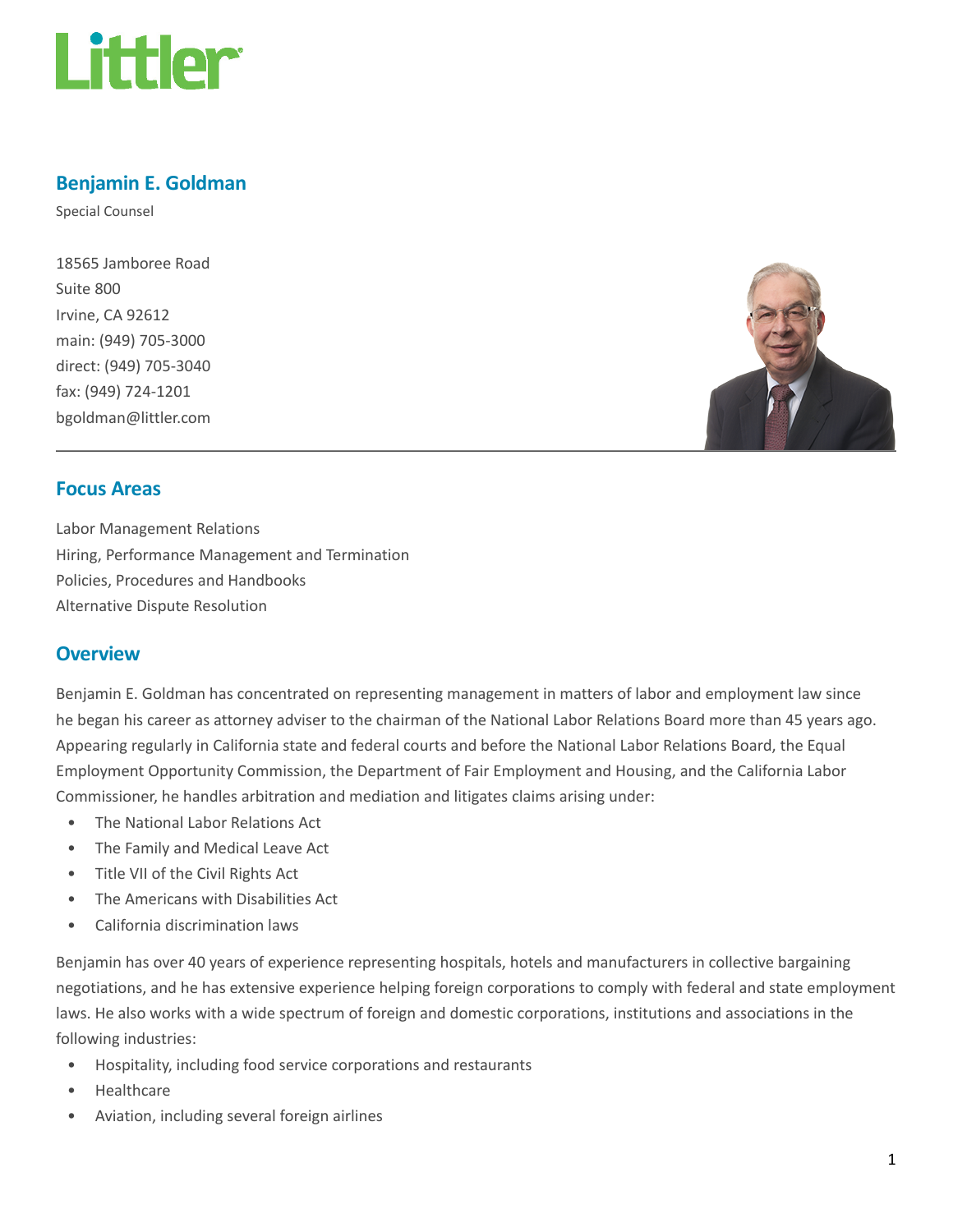Littler

# Benjamin E. Goldman

Special Counsel

18565 Jamboree Road
Suite 800
Irvine, CA 92612
main: (949) 705-3000
direct: (949) 705-3040
fax: (949) 724-1201
bgoldman@littler.com

## Focus Areas

Labor Management Relations
Hiring, Performance Management and Termination
Policies, Procedures and Handbooks
Alternative Dispute Resolution

## Overview

Benjamin E. Goldman has concentrated on representing management in matters of labor and employment law since he began his career as attorney adviser to the chairman of the National Labor Relations Board more than 45 years ago. Appearing regularly in California state and federal courts and before the National Labor Relations Board, the Equal Employment Opportunity Commission, the Department of Fair Employment and Housing, and the California Labor Commissioner, he handles arbitration and mediation and litigates claims arising under:

- The National Labor Relations Act
- The Family and Medical Leave Act
- Title VII of the Civil Rights Act
- The Americans with Disabilities Act
- California discrimination laws

Benjamin has over 40 years of experience representing hospitals, hotels and manufacturers in collective bargaining negotiations, and he has extensive experience helping foreign corporations to comply with federal and state employment laws. He also works with a wide spectrum of foreign and domestic corporations, institutions and associations in the following industries:

- Hospitality, including food service corporations and restaurants
- Healthcare
- Aviation, including several foreign airlines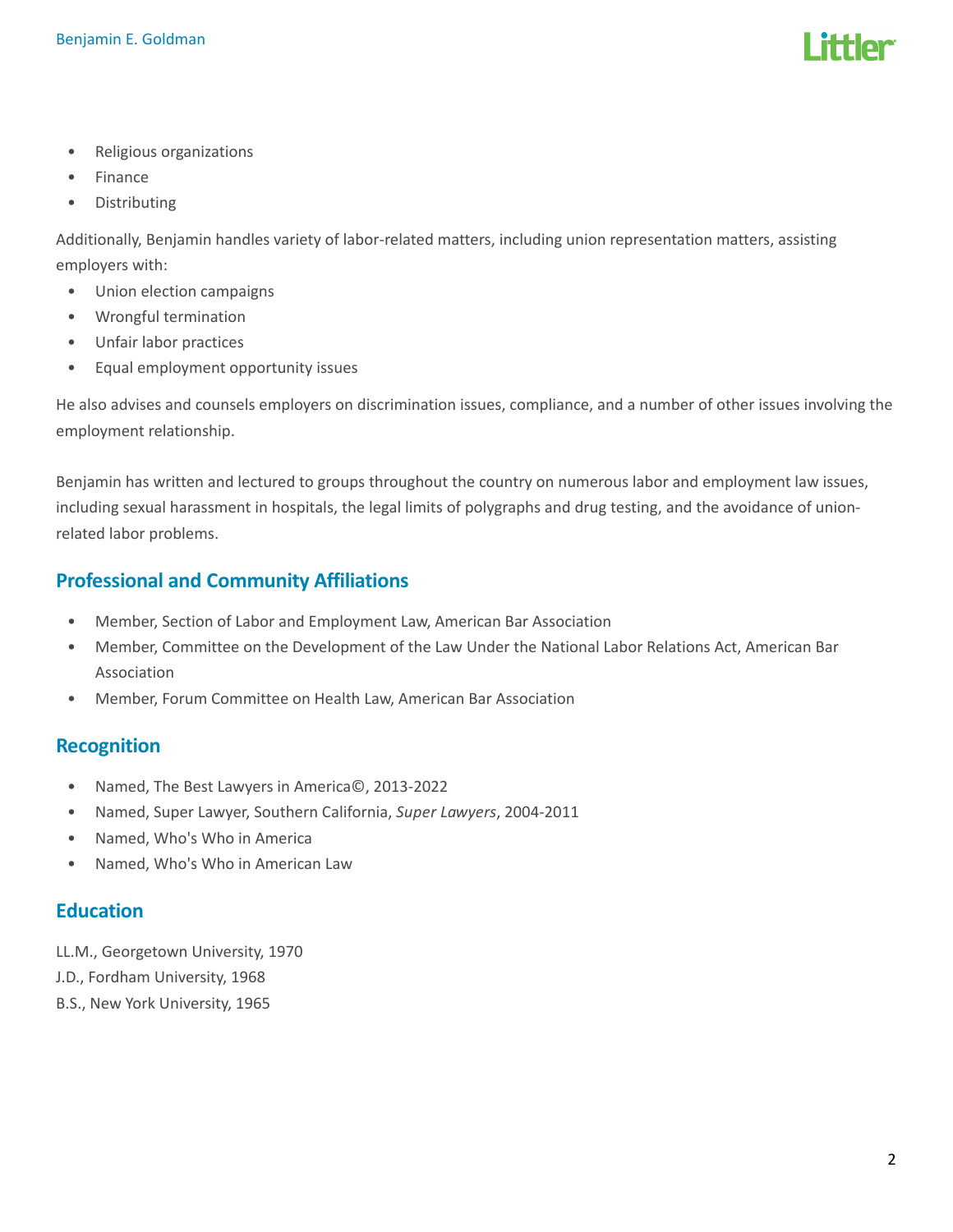- Religious organizations
- Finance
- Distributing

Additionally, Benjamin handles variety of labor-related matters, including union representation matters, assisting employers with:

- Union election campaigns
- Wrongful termination
- Unfair labor practices
- Equal employment opportunity issues

He also advises and counsels employers on discrimination issues, compliance, and a number of other issues involving the employment relationship.

Benjamin has written and lectured to groups throughout the country on numerous labor and employment law issues, including sexual harassment in hospitals, the legal limits of polygraphs and drug testing, and the avoidance of union-related labor problems.

## Professional and Community Affiliations

- Member, Section of Labor and Employment Law, American Bar Association
- Member, Committee on the Development of the Law Under the National Labor Relations Act, American Bar Association
- Member, Forum Committee on Health Law, American Bar Association

## Recognition

- Named, The Best Lawyers in America©, 2013-2022
- Named, Super Lawyer, Southern California, *Super Lawyers*, 2004-2011
- Named, Who's Who in America
- Named, Who's Who in American Law

## Education

LL.M., Georgetown University, 1970
J.D., Fordham University, 1968
B.S., New York University, 1965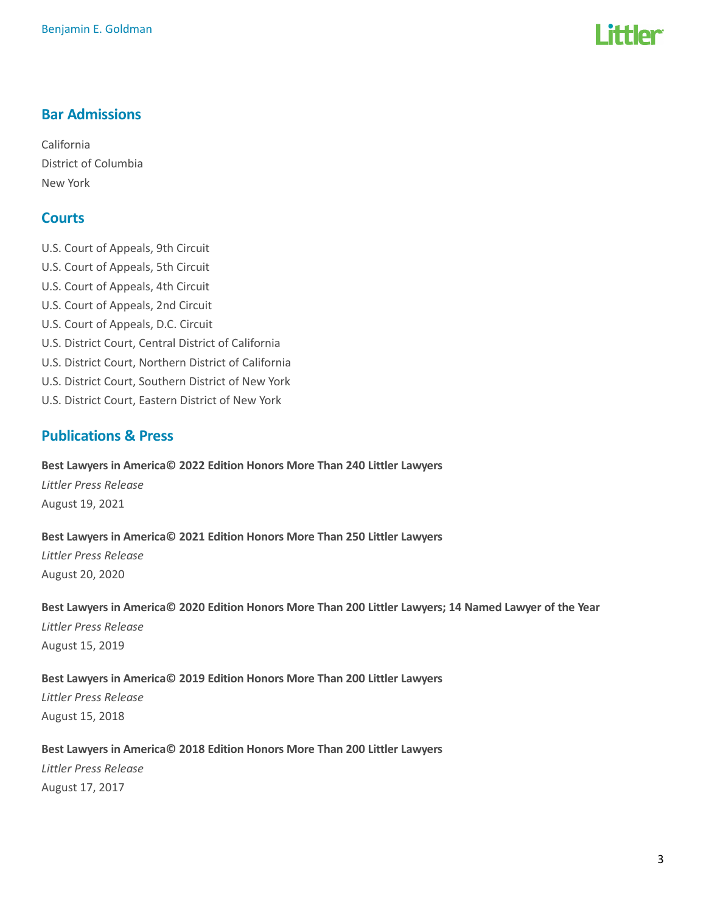## Bar Admissions

California
District of Columbia
New York

## Courts

U.S. Court of Appeals, 9th Circuit
U.S. Court of Appeals, 5th Circuit
U.S. Court of Appeals, 4th Circuit
U.S. Court of Appeals, 2nd Circuit
U.S. Court of Appeals, D.C. Circuit
U.S. District Court, Central District of California
U.S. District Court, Northern District of California
U.S. District Court, Southern District of New York
U.S. District Court, Eastern District of New York

## Publications & Press

**Best Lawyers in America© 2022 Edition Honors More Than 240 Littler Lawyers**
*Littler Press Release*
August 19, 2021

**Best Lawyers in America© 2021 Edition Honors More Than 250 Littler Lawyers**
*Littler Press Release*
August 20, 2020

**Best Lawyers in America© 2020 Edition Honors More Than 200 Littler Lawyers; 14 Named Lawyer of the Year**
*Littler Press Release*
August 15, 2019

**Best Lawyers in America© 2019 Edition Honors More Than 200 Littler Lawyers**
*Littler Press Release*
August 15, 2018

**Best Lawyers in America© 2018 Edition Honors More Than 200 Littler Lawyers**
*Littler Press Release*
August 17, 2017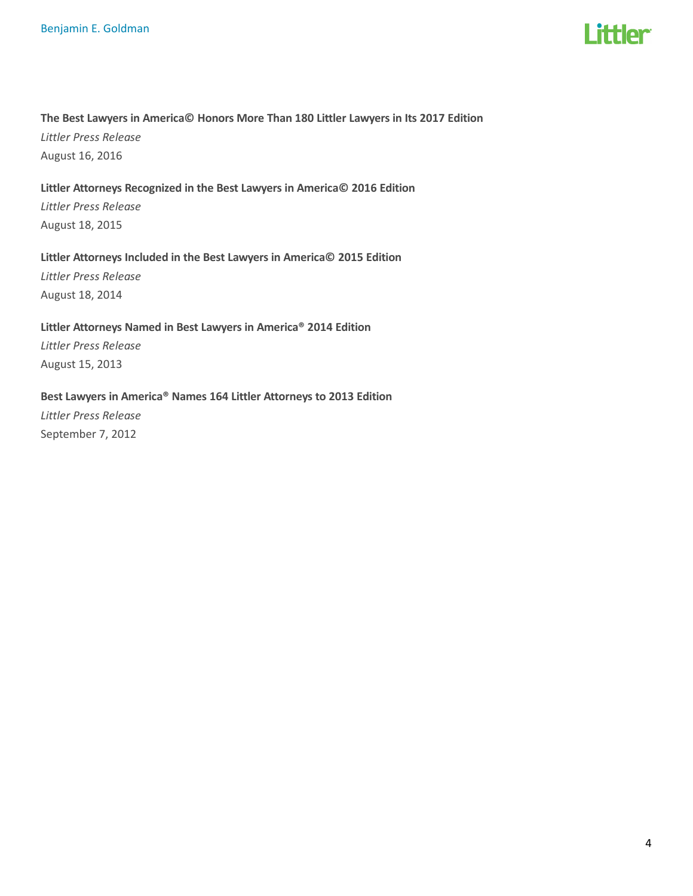**The Best Lawyers in America© Honors More Than 180 Littler Lawyers in Its 2017 Edition**
*Littler Press Release*
August 16, 2016

**Littler Attorneys Recognized in the Best Lawyers in America© 2016 Edition**
*Littler Press Release*
August 18, 2015

**Littler Attorneys Included in the Best Lawyers in America© 2015 Edition**
*Littler Press Release*
August 18, 2014

**Littler Attorneys Named in Best Lawyers in America® 2014 Edition**
*Littler Press Release*
August 15, 2013

**Best Lawyers in America® Names 164 Littler Attorneys to 2013 Edition**
*Littler Press Release*
September 7, 2012